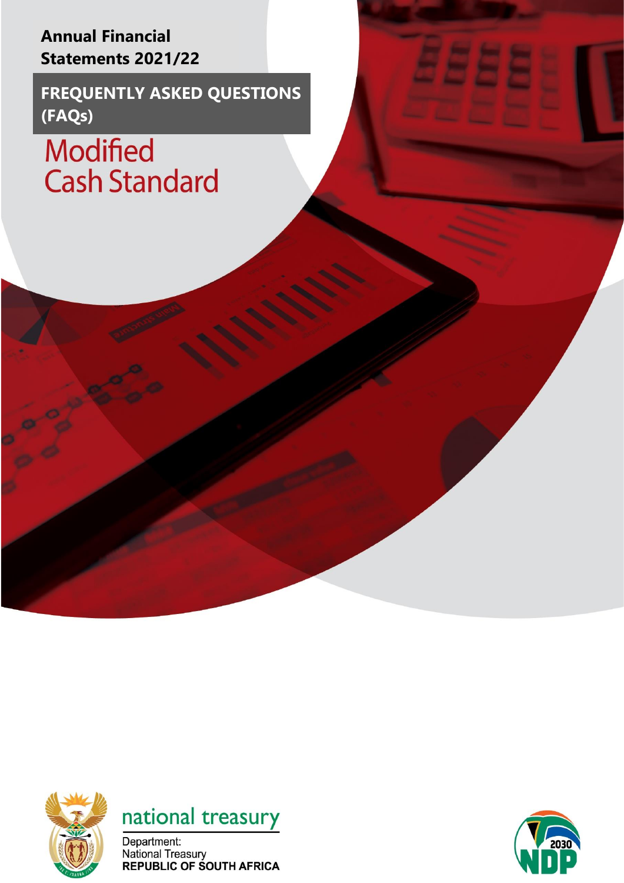**Annual Financial Statements 2021/22**

# FREQUENTLY ASKED QUESTIONS (FAQs)

## Modified Cash Standard

national treasury

Department:
National Treasury
**REPUBLIC OF SOUTH AFRICA**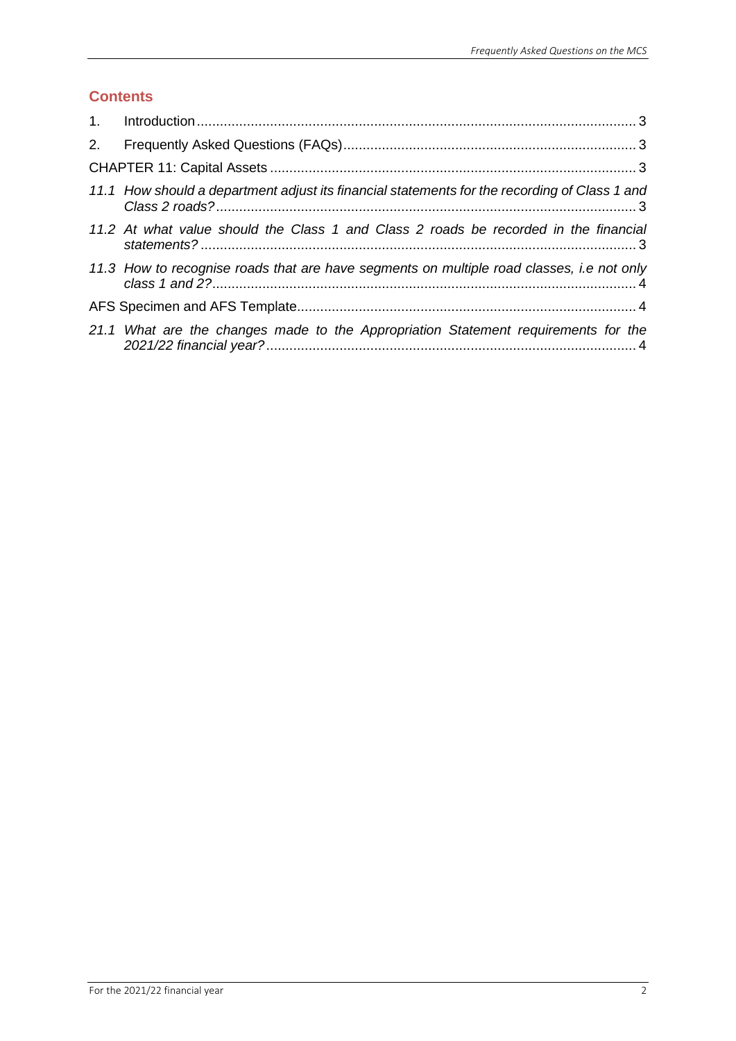## Contents

1. Introduction ........ 3
2. Frequently Asked Questions (FAQs) ........ 3

CHAPTER 11: Capital Assets ........ 3

*11.1 How should a department adjust its financial statements for the recording of Class 1 and Class 2 roads?* ........ 3

*11.2 At what value should the Class 1 and Class 2 roads be recorded in the financial statements?* ........ 3

*11.3 How to recognise roads that are have segments on multiple road classes, i.e not only class 1 and 2?* ........ 4

AFS Specimen and AFS Template ........ 4

*21.1 What are the changes made to the Appropriation Statement requirements for the 2021/22 financial year?* ........ 4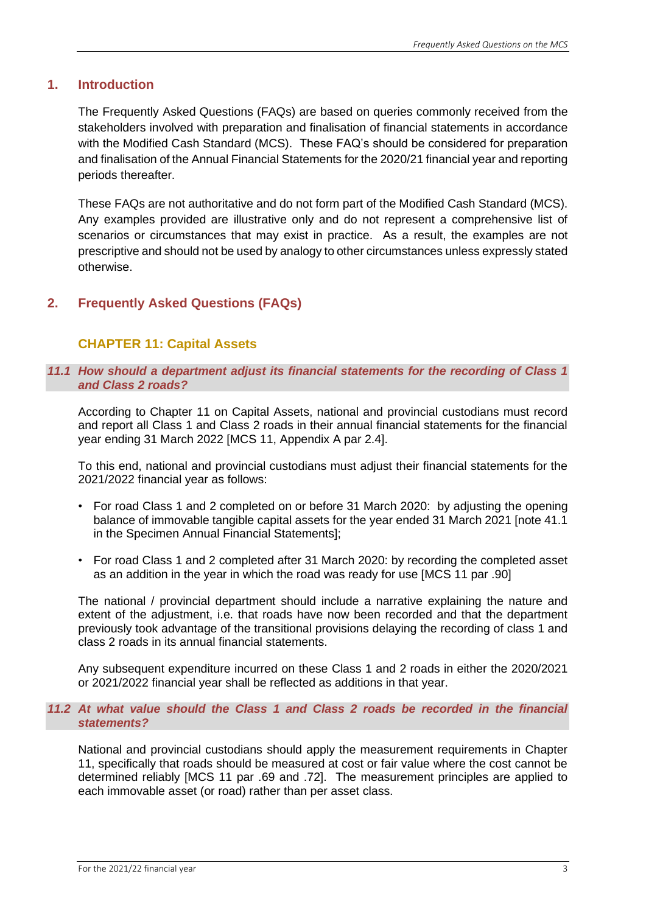## 1. Introduction

The Frequently Asked Questions (FAQs) are based on queries commonly received from the stakeholders involved with preparation and finalisation of financial statements in accordance with the Modified Cash Standard (MCS). These FAQ's should be considered for preparation and finalisation of the Annual Financial Statements for the 2020/21 financial year and reporting periods thereafter.

These FAQs are not authoritative and do not form part of the Modified Cash Standard (MCS). Any examples provided are illustrative only and do not represent a comprehensive list of scenarios or circumstances that may exist in practice. As a result, the examples are not prescriptive and should not be used by analogy to other circumstances unless expressly stated otherwise.

## 2. Frequently Asked Questions (FAQs)

### CHAPTER 11: Capital Assets

#### *11.1 How should a department adjust its financial statements for the recording of Class 1 and Class 2 roads?*

According to Chapter 11 on Capital Assets, national and provincial custodians must record and report all Class 1 and Class 2 roads in their annual financial statements for the financial year ending 31 March 2022 [MCS 11, Appendix A par 2.4].

To this end, national and provincial custodians must adjust their financial statements for the 2021/2022 financial year as follows:

- For road Class 1 and 2 completed on or before 31 March 2020: by adjusting the opening balance of immovable tangible capital assets for the year ended 31 March 2021 [note 41.1 in the Specimen Annual Financial Statements];
- For road Class 1 and 2 completed after 31 March 2020: by recording the completed asset as an addition in the year in which the road was ready for use [MCS 11 par .90]

The national / provincial department should include a narrative explaining the nature and extent of the adjustment, i.e. that roads have now been recorded and that the department previously took advantage of the transitional provisions delaying the recording of class 1 and class 2 roads in its annual financial statements.

Any subsequent expenditure incurred on these Class 1 and 2 roads in either the 2020/2021 or 2021/2022 financial year shall be reflected as additions in that year.

#### *11.2 At what value should the Class 1 and Class 2 roads be recorded in the financial statements?*

National and provincial custodians should apply the measurement requirements in Chapter 11, specifically that roads should be measured at cost or fair value where the cost cannot be determined reliably [MCS 11 par .69 and .72]. The measurement principles are applied to each immovable asset (or road) rather than per asset class.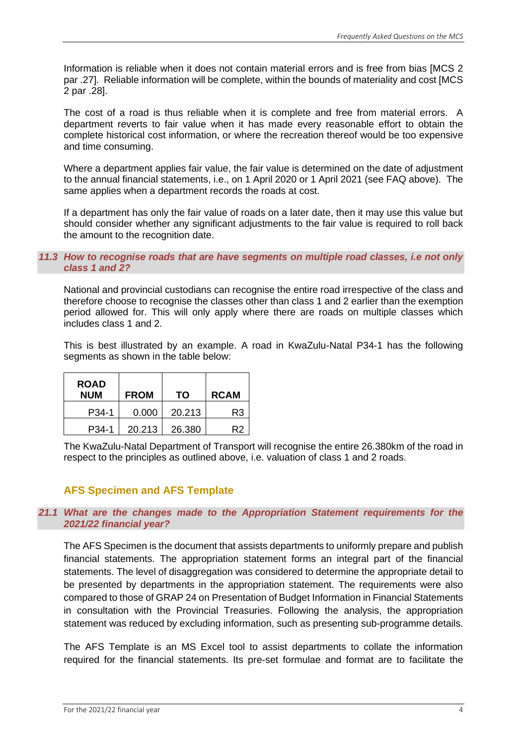Information is reliable when it does not contain material errors and is free from bias [MCS 2 par .27]. Reliable information will be complete, within the bounds of materiality and cost [MCS 2 par .28].

The cost of a road is thus reliable when it is complete and free from material errors. A department reverts to fair value when it has made every reasonable effort to obtain the complete historical cost information, or where the recreation thereof would be too expensive and time consuming.

Where a department applies fair value, the fair value is determined on the date of adjustment to the annual financial statements, i.e., on 1 April 2020 or 1 April 2021 (see FAQ above). The same applies when a department records the roads at cost.

If a department has only the fair value of roads on a later date, then it may use this value but should consider whether any significant adjustments to the fair value is required to roll back the amount to the recognition date.

### *11.3 How to recognise roads that are have segments on multiple road classes, i.e not only class 1 and 2?*

National and provincial custodians can recognise the entire road irrespective of the class and therefore choose to recognise the classes other than class 1 and 2 earlier than the exemption period allowed for. This will only apply where there are roads on multiple classes which includes class 1 and 2.

This is best illustrated by an example. A road in KwaZulu-Natal P34-1 has the following segments as shown in the table below:

| ROAD NUM | FROM | TO | RCAM |
|---|---|---|---|
| P34-1 | 0.000 | 20.213 | R3 |
| P34-1 | 20.213 | 26.380 | R2 |

The KwaZulu-Natal Department of Transport will recognise the entire 26.380km of the road in respect to the principles as outlined above, i.e. valuation of class 1 and 2 roads.

## AFS Specimen and AFS Template

### *21.1 What are the changes made to the Appropriation Statement requirements for the 2021/22 financial year?*

The AFS Specimen is the document that assists departments to uniformly prepare and publish financial statements. The appropriation statement forms an integral part of the financial statements. The level of disaggregation was considered to determine the appropriate detail to be presented by departments in the appropriation statement. The requirements were also compared to those of GRAP 24 on Presentation of Budget Information in Financial Statements in consultation with the Provincial Treasuries. Following the analysis, the appropriation statement was reduced by excluding information, such as presenting sub-programme details.

The AFS Template is an MS Excel tool to assist departments to collate the information required for the financial statements. Its pre-set formulae and format are to facilitate the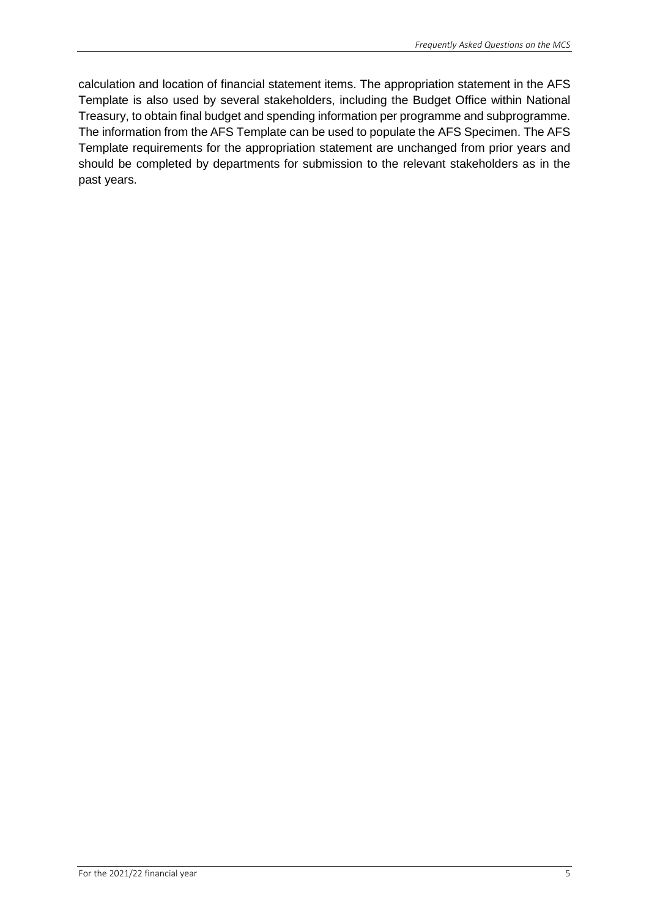calculation and location of financial statement items. The appropriation statement in the AFS Template is also used by several stakeholders, including the Budget Office within National Treasury, to obtain final budget and spending information per programme and subprogramme. The information from the AFS Template can be used to populate the AFS Specimen. The AFS Template requirements for the appropriation statement are unchanged from prior years and should be completed by departments for submission to the relevant stakeholders as in the past years.